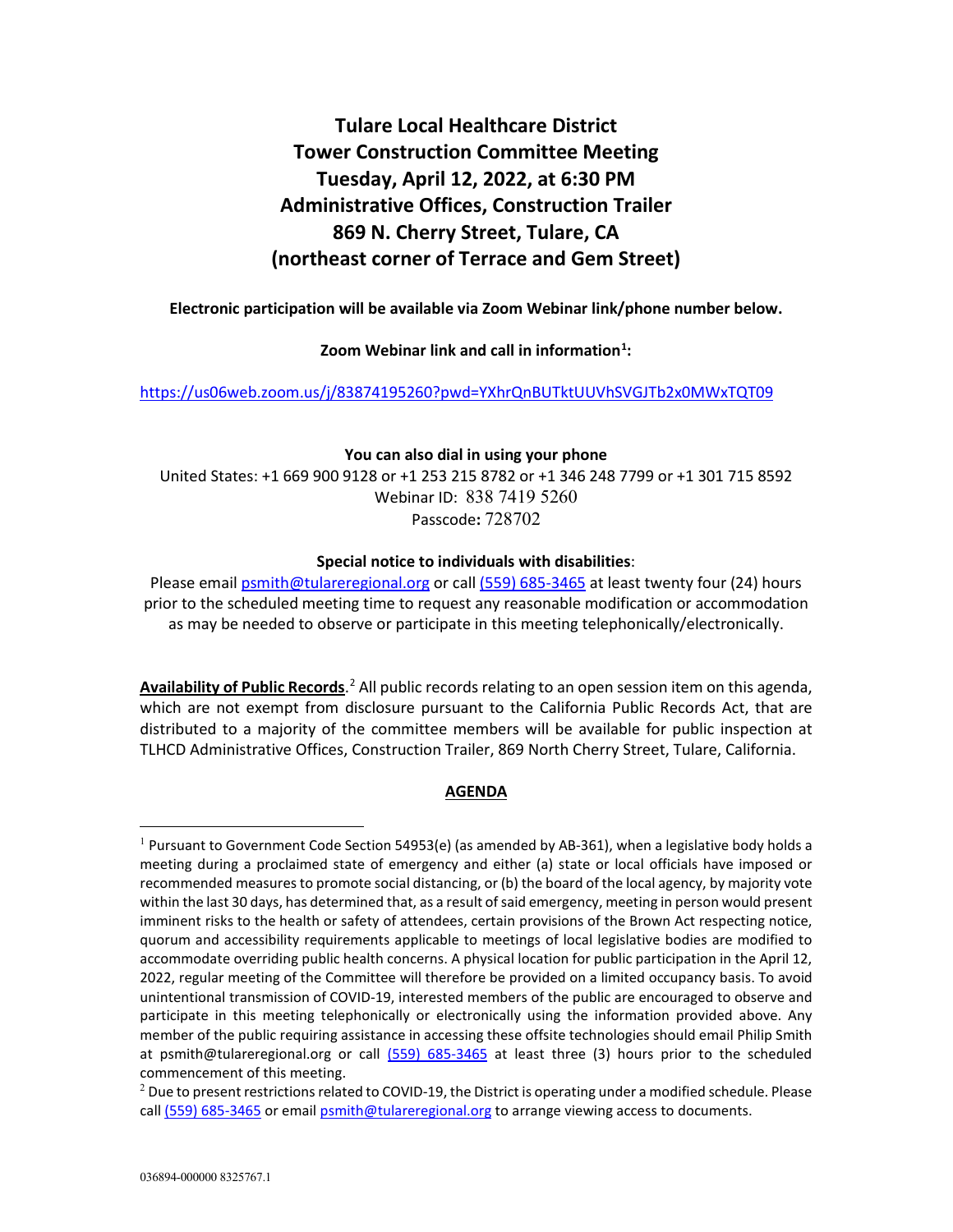# Tulare Local Healthcare District
# Tower Construction Committee Meeting
# Tuesday, April 12, 2022, at 6:30 PM
# Administrative Offices, Construction Trailer
# 869 N. Cherry Street, Tulare, CA
# (northeast corner of Terrace and Gem Street)

**Electronic participation will be available via Zoom Webinar link/phone number below.**

**Zoom Webinar link and call in information[1]:**

https://us06web.zoom.us/j/83874195260?pwd=YXhrQnBUTktUUVhSVGJTb2x0MWxTQT09

**You can also dial in using your phone**

United States: +1 669 900 9128 or +1 253 215 8782 or +1 346 248 7799 or +1 301 715 8592
Webinar ID: 838 7419 5260
Passcode**:** 728702

**Special notice to individuals with disabilities**:
Please email psmith@tulareregional.org or call (559) 685-3465 at least twenty four (24) hours prior to the scheduled meeting time to request any reasonable modification or accommodation as may be needed to observe or participate in this meeting telephonically/electronically.

**Availability of Public Records**.[2] All public records relating to an open session item on this agenda, which are not exempt from disclosure pursuant to the California Public Records Act, that are distributed to a majority of the committee members will be available for public inspection at TLHCD Administrative Offices, Construction Trailer, 869 North Cherry Street, Tulare, California.

**AGENDA**

---

[1] Pursuant to Government Code Section 54953(e) (as amended by AB-361), when a legislative body holds a meeting during a proclaimed state of emergency and either (a) state or local officials have imposed or recommended measures to promote social distancing, or (b) the board of the local agency, by majority vote within the last 30 days, has determined that, as a result of said emergency, meeting in person would present imminent risks to the health or safety of attendees, certain provisions of the Brown Act respecting notice, quorum and accessibility requirements applicable to meetings of local legislative bodies are modified to accommodate overriding public health concerns. A physical location for public participation in the April 12, 2022, regular meeting of the Committee will therefore be provided on a limited occupancy basis. To avoid unintentional transmission of COVID-19, interested members of the public are encouraged to observe and participate in this meeting telephonically or electronically using the information provided above. Any member of the public requiring assistance in accessing these offsite technologies should email Philip Smith at psmith@tulareregional.org or call (559) 685-3465 at least three (3) hours prior to the scheduled commencement of this meeting.

[2] Due to present restrictions related to COVID-19, the District is operating under a modified schedule. Please call (559) 685-3465 or email psmith@tulareregional.org to arrange viewing access to documents.

036894-000000 8325767.1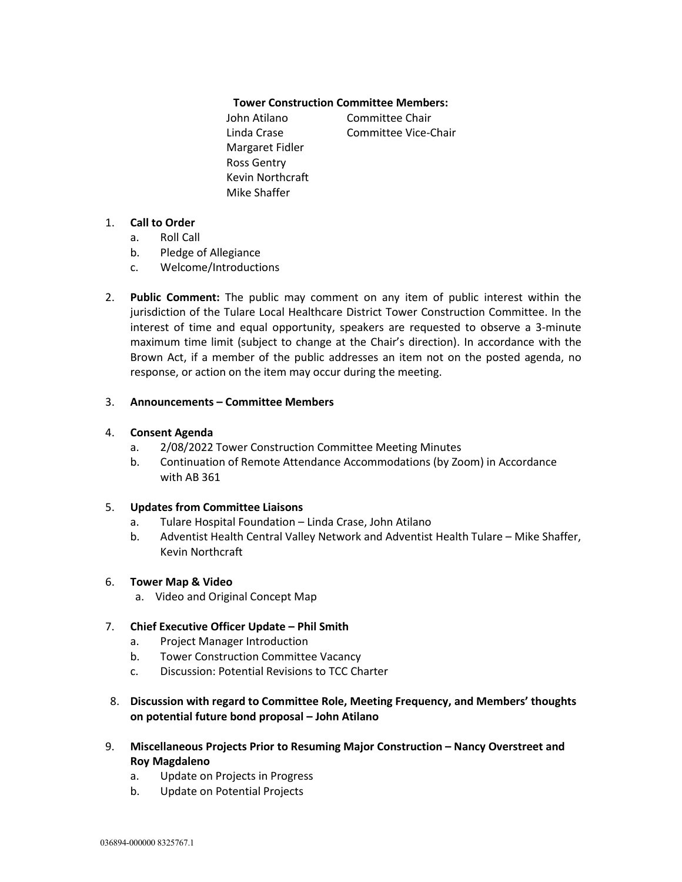**Tower Construction Committee Members:**

| | |
|---|---|
| John Atilano | Committee Chair |
| Linda Crase | Committee Vice-Chair |
| Margaret Fidler | |
| Ross Gentry | |
| Kevin Northcraft | |
| Mike Shaffer | |

1. **Call to Order**
   a. Roll Call
   b. Pledge of Allegiance
   c. Welcome/Introductions

2. **Public Comment:** The public may comment on any item of public interest within the jurisdiction of the Tulare Local Healthcare District Tower Construction Committee. In the interest of time and equal opportunity, speakers are requested to observe a 3-minute maximum time limit (subject to change at the Chair's direction). In accordance with the Brown Act, if a member of the public addresses an item not on the posted agenda, no response, or action on the item may occur during the meeting.

3. **Announcements – Committee Members**

4. **Consent Agenda**
   a. 2/08/2022 Tower Construction Committee Meeting Minutes
   b. Continuation of Remote Attendance Accommodations (by Zoom) in Accordance with AB 361

5. **Updates from Committee Liaisons**
   a. Tulare Hospital Foundation – Linda Crase, John Atilano
   b. Adventist Health Central Valley Network and Adventist Health Tulare – Mike Shaffer, Kevin Northcraft

6. **Tower Map & Video**
   a. Video and Original Concept Map

7. **Chief Executive Officer Update – Phil Smith**
   a. Project Manager Introduction
   b. Tower Construction Committee Vacancy
   c. Discussion: Potential Revisions to TCC Charter

8. **Discussion with regard to Committee Role, Meeting Frequency, and Members' thoughts on potential future bond proposal – John Atilano**

9. **Miscellaneous Projects Prior to Resuming Major Construction – Nancy Overstreet and Roy Magdaleno**
   a. Update on Projects in Progress
   b. Update on Potential Projects

036894-000000 8325767.1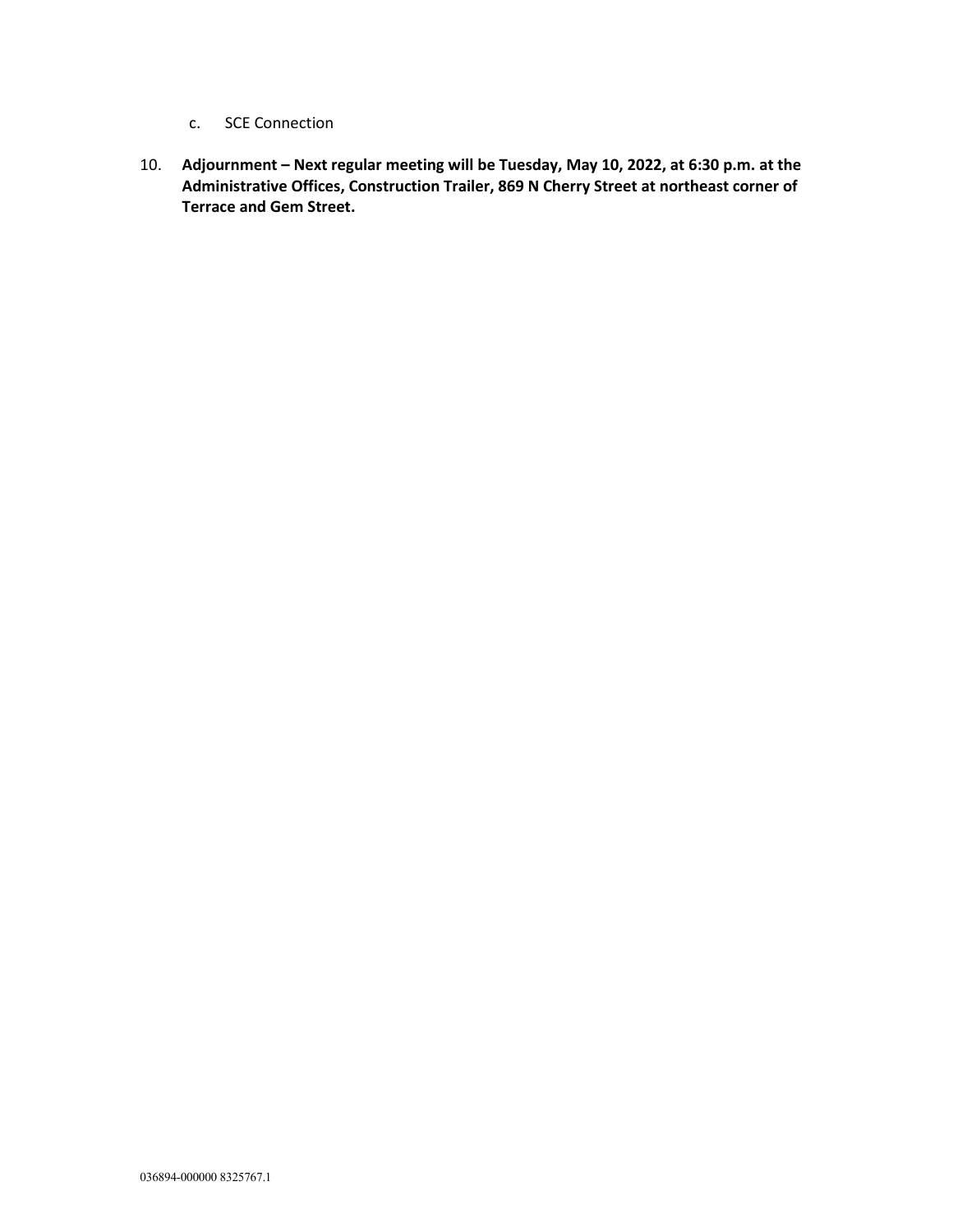c. SCE Connection

10. **Adjournment – Next regular meeting will be Tuesday, May 10, 2022, at 6:30 p.m. at the Administrative Offices, Construction Trailer, 869 N Cherry Street at northeast corner of Terrace and Gem Street.**

036894-000000 8325767.1